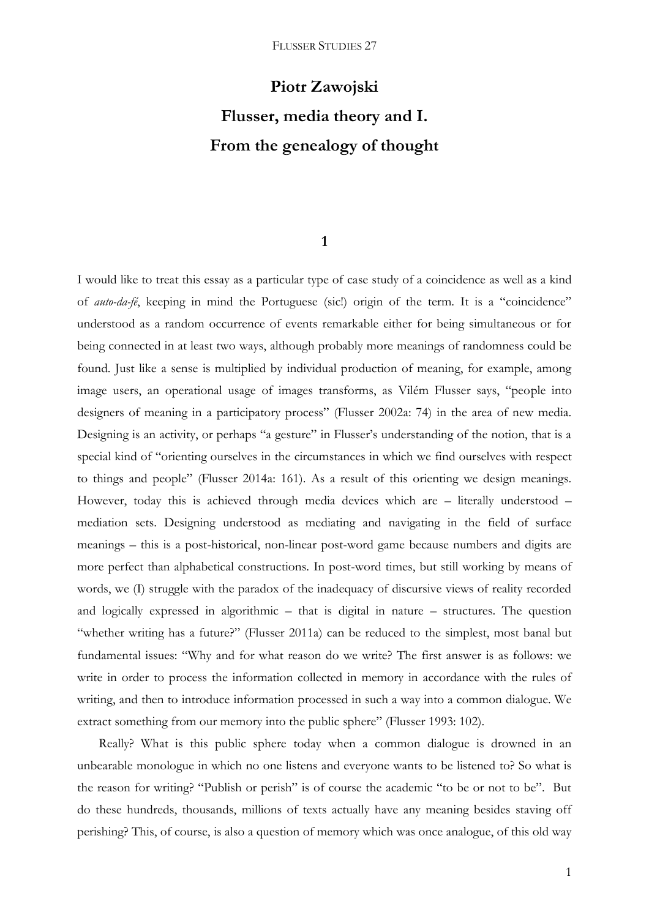# Piotr Zawojski

# Flusser, media theory and I. From the genealogy of thought

## 1

I would like to treat this essay as a particular type of case study of a coincidence as well as a kind of *auto-da-fé*, keeping in mind the Portuguese (sic!) origin of the term. It is a "coincidence" understood as a random occurrence of events remarkable either for being simultaneous or for being connected in at least two ways, although probably more meanings of randomness could be found. Just like a sense is multiplied by individual production of meaning, for example, among image users, an operational usage of images transforms, as Vilém Flusser says, "people into designers of meaning in a participatory process" (Flusser 2002a: 74) in the area of new media. Designing is an activity, or perhaps "a gesture" in Flusser's understanding of the notion, that is a special kind of "orienting ourselves in the circumstances in which we find ourselves with respect to things and people" (Flusser 2014a: 161). As a result of this orienting we design meanings. However, today this is achieved through media devices which are – literally understood – mediation sets. Designing understood as mediating and navigating in the field of surface meanings – this is a post-historical, non-linear post-word game because numbers and digits are more perfect than alphabetical constructions. In post-word times, but still working by means of words, we (I) struggle with the paradox of the inadequacy of discursive views of reality recorded and logically expressed in algorithmic – that is digital in nature – structures. The question "whether writing has a future?" (Flusser 2011a) can be reduced to the simplest, most banal but fundamental issues: "Why and for what reason do we write? The first answer is as follows: we write in order to process the information collected in memory in accordance with the rules of writing, and then to introduce information processed in such a way into a common dialogue. We extract something from our memory into the public sphere" (Flusser 1993: 102).

Really? What is this public sphere today when a common dialogue is drowned in an unbearable monologue in which no one listens and everyone wants to be listened to? So what is the reason for writing? "Publish or perish" is of course the academic "to be or not to be". But do these hundreds, thousands, millions of texts actually have any meaning besides staving off perishing? This, of course, is also a question of memory which was once analogue, of this old way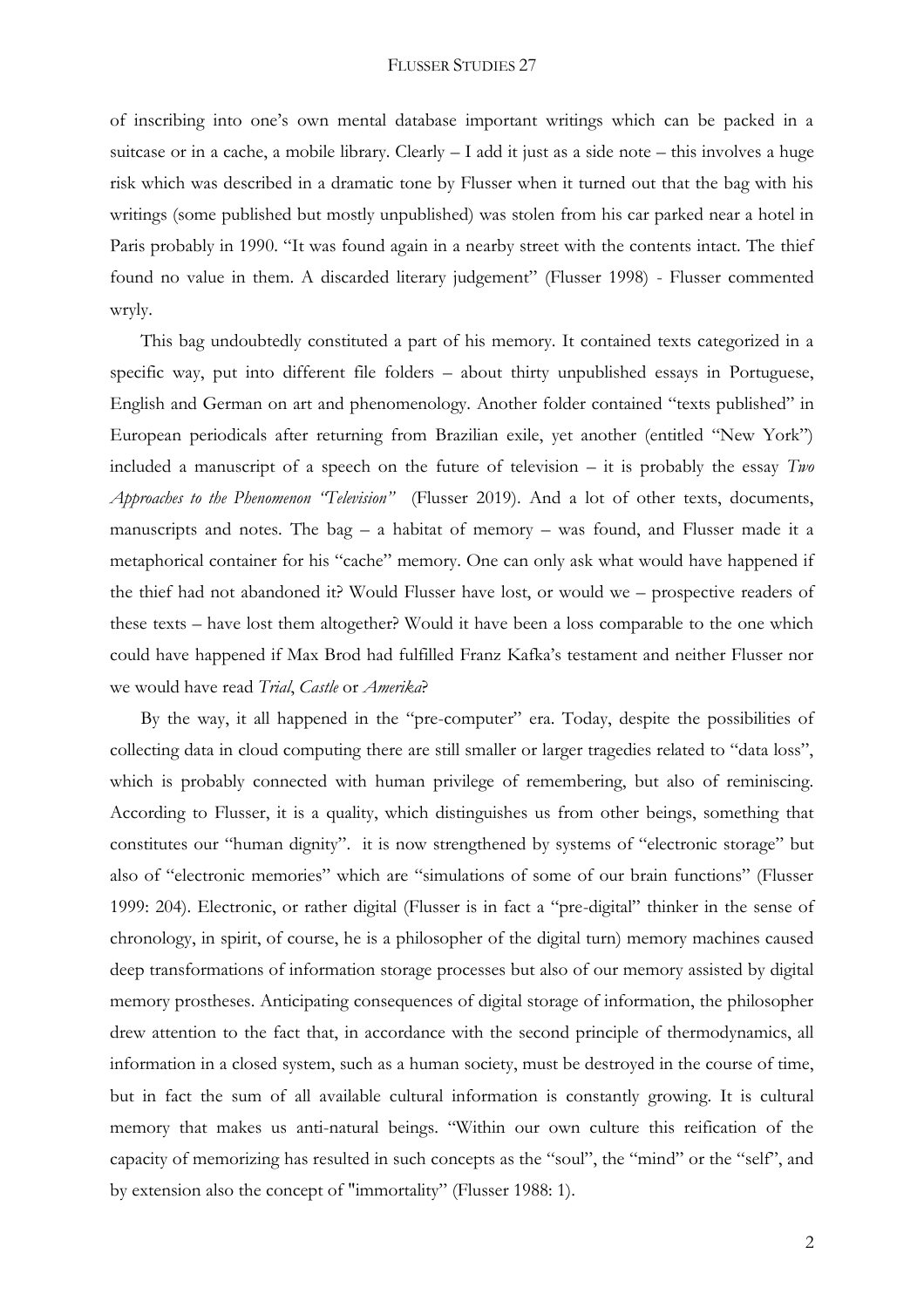of inscribing into one's own mental database important writings which can be packed in a suitcase or in a cache, a mobile library. Clearly – I add it just as a side note – this involves a huge risk which was described in a dramatic tone by Flusser when it turned out that the bag with his writings (some published but mostly unpublished) was stolen from his car parked near a hotel in Paris probably in 1990. "It was found again in a nearby street with the contents intact. The thief found no value in them. A discarded literary judgement" (Flusser 1998) - Flusser commented wryly.

This bag undoubtedly constituted a part of his memory. It contained texts categorized in a specific way, put into different file folders – about thirty unpublished essays in Portuguese, English and German on art and phenomenology. Another folder contained "texts published" in European periodicals after returning from Brazilian exile, yet another (entitled "New York") included a manuscript of a speech on the future of television – it is probably the essay *Two Approaches to the Phenomenon "Television"* (Flusser 2019). And a lot of other texts, documents, manuscripts and notes. The bag – a habitat of memory – was found, and Flusser made it a metaphorical container for his "cache" memory. One can only ask what would have happened if the thief had not abandoned it? Would Flusser have lost, or would we – prospective readers of these texts – have lost them altogether? Would it have been a loss comparable to the one which could have happened if Max Brod had fulfilled Franz Kafka's testament and neither Flusser nor we would have read *Trial*, *Castle* or *Amerika*?

By the way, it all happened in the "pre-computer" era. Today, despite the possibilities of collecting data in cloud computing there are still smaller or larger tragedies related to "data loss", which is probably connected with human privilege of remembering, but also of reminiscing. According to Flusser, it is a quality, which distinguishes us from other beings, something that constitutes our "human dignity". it is now strengthened by systems of "electronic storage" but also of "electronic memories" which are "simulations of some of our brain functions" (Flusser 1999: 204). Electronic, or rather digital (Flusser is in fact a "pre-digital" thinker in the sense of chronology, in spirit, of course, he is a philosopher of the digital turn) memory machines caused deep transformations of information storage processes but also of our memory assisted by digital memory prostheses. Anticipating consequences of digital storage of information, the philosopher drew attention to the fact that, in accordance with the second principle of thermodynamics, all information in a closed system, such as a human society, must be destroyed in the course of time, but in fact the sum of all available cultural information is constantly growing. It is cultural memory that makes us anti-natural beings. "Within our own culture this reification of the capacity of memorizing has resulted in such concepts as the "soul", the "mind" or the "self", and by extension also the concept of "immortality" (Flusser 1988: 1).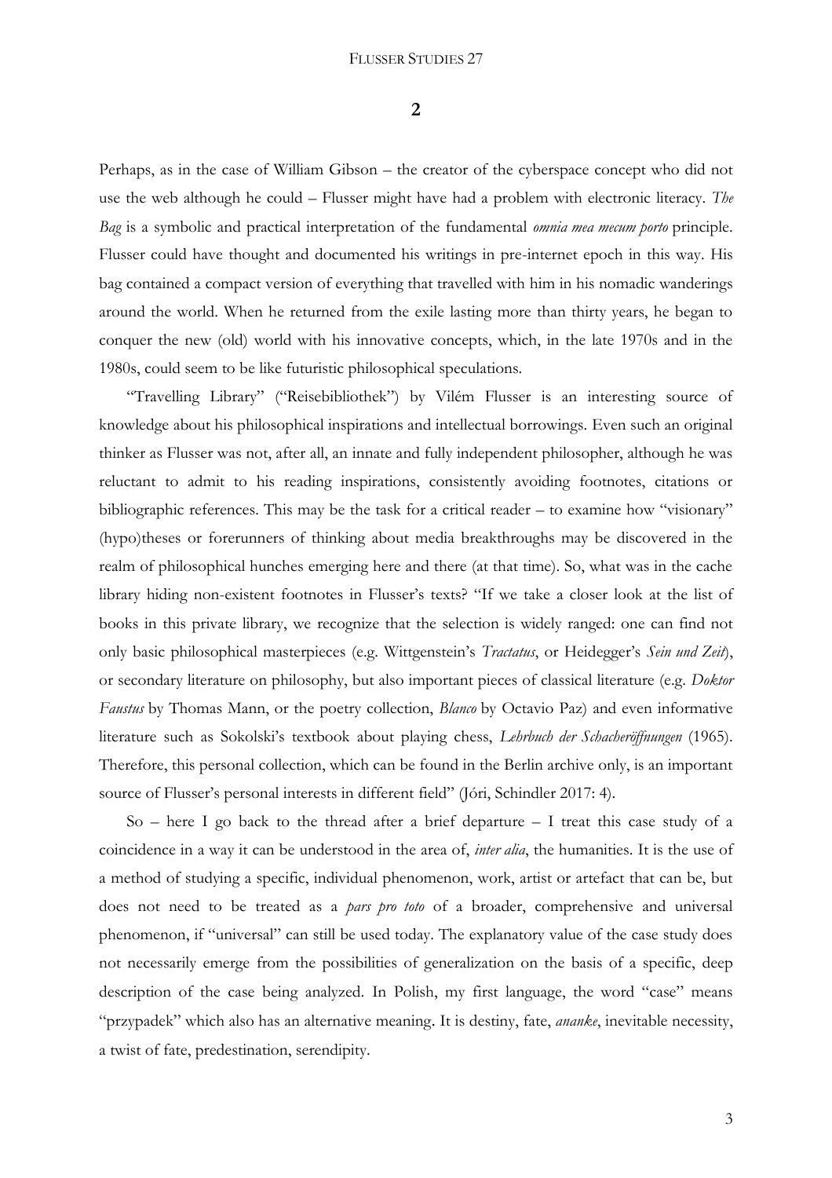## 2

Perhaps, as in the case of William Gibson – the creator of the cyberspace concept who did not use the web although he could – Flusser might have had a problem with electronic literacy. *The Bag* is a symbolic and practical interpretation of the fundamental *omnia mea mecum porto* principle. Flusser could have thought and documented his writings in pre-internet epoch in this way. His bag contained a compact version of everything that travelled with him in his nomadic wanderings around the world. When he returned from the exile lasting more than thirty years, he began to conquer the new (old) world with his innovative concepts, which, in the late 1970s and in the 1980s, could seem to be like futuristic philosophical speculations.

"Travelling Library" ("Reisebibliothek") by Vilém Flusser is an interesting source of knowledge about his philosophical inspirations and intellectual borrowings. Even such an original thinker as Flusser was not, after all, an innate and fully independent philosopher, although he was reluctant to admit to his reading inspirations, consistently avoiding footnotes, citations or bibliographic references. This may be the task for a critical reader – to examine how "visionary" (hypo)theses or forerunners of thinking about media breakthroughs may be discovered in the realm of philosophical hunches emerging here and there (at that time). So, what was in the cache library hiding non-existent footnotes in Flusser's texts? "If we take a closer look at the list of books in this private library, we recognize that the selection is widely ranged: one can find not only basic philosophical masterpieces (e.g. Wittgenstein's *Tractatus*, or Heidegger's *Sein und Zeit*), or secondary literature on philosophy, but also important pieces of classical literature (e.g. *Doktor Faustus* by Thomas Mann, or the poetry collection, *Blanco* by Octavio Paz) and even informative literature such as Sokolski's textbook about playing chess, *Lehrbuch der Schacheröffnungen* (1965). Therefore, this personal collection, which can be found in the Berlin archive only, is an important source of Flusser's personal interests in different field" (Jóri, Schindler 2017: 4).

So – here I go back to the thread after a brief departure – I treat this case study of a coincidence in a way it can be understood in the area of, *inter alia*, the humanities. It is the use of a method of studying a specific, individual phenomenon, work, artist or artefact that can be, but does not need to be treated as a *pars pro toto* of a broader, comprehensive and universal phenomenon, if "universal" can still be used today. The explanatory value of the case study does not necessarily emerge from the possibilities of generalization on the basis of a specific, deep description of the case being analyzed. In Polish, my first language, the word "case" means "przypadek" which also has an alternative meaning. It is destiny, fate, *ananke*, inevitable necessity, a twist of fate, predestination, serendipity.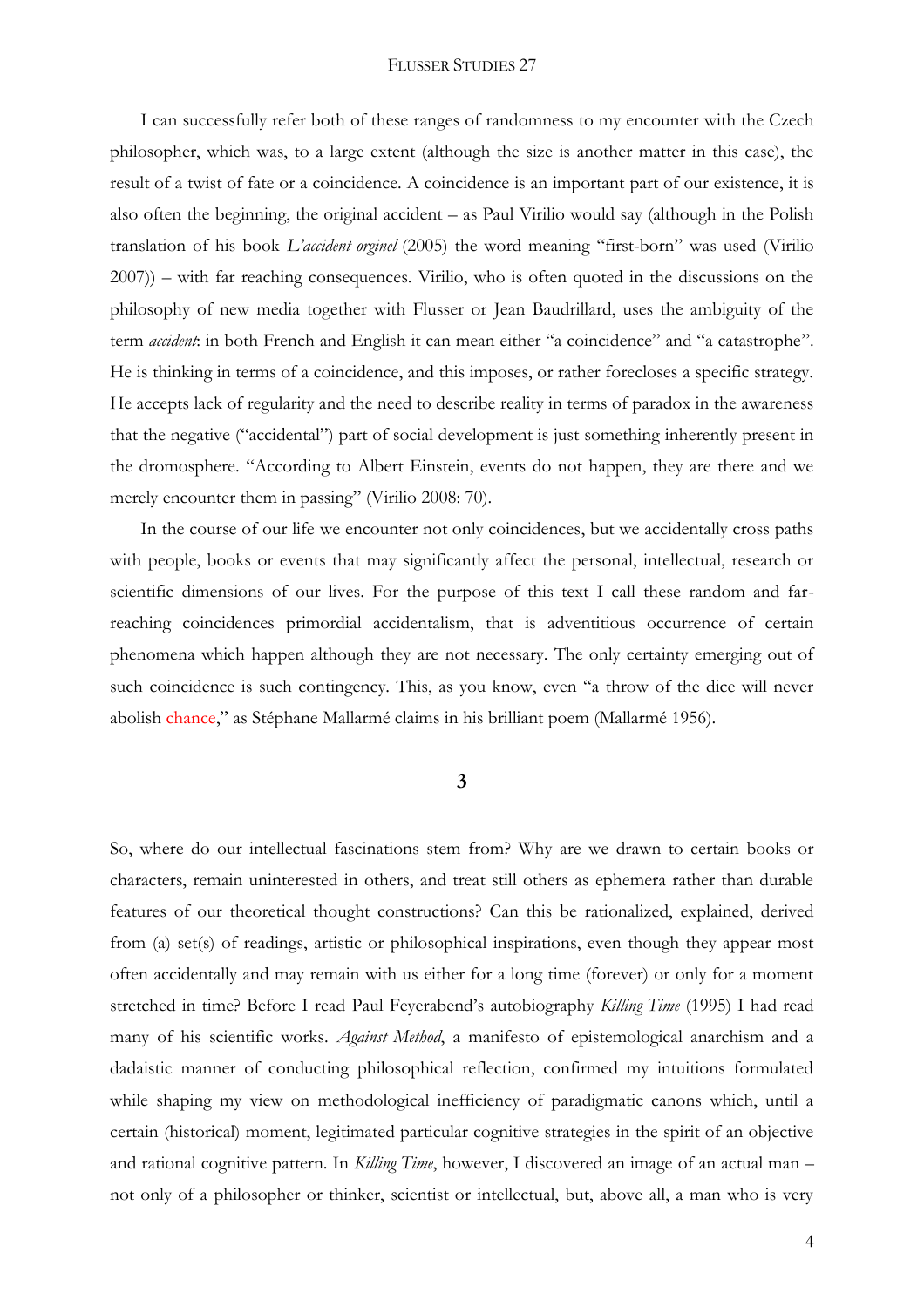I can successfully refer both of these ranges of randomness to my encounter with the Czech philosopher, which was, to a large extent (although the size is another matter in this case), the result of a twist of fate or a coincidence. A coincidence is an important part of our existence, it is also often the beginning, the original accident – as Paul Virilio would say (although in the Polish translation of his book *L'accident orginel* (2005) the word meaning "first-born" was used (Virilio 2007)) – with far reaching consequences. Virilio, who is often quoted in the discussions on the philosophy of new media together with Flusser or Jean Baudrillard, uses the ambiguity of the term *accident*: in both French and English it can mean either "a coincidence" and "a catastrophe". He is thinking in terms of a coincidence, and this imposes, or rather forecloses a specific strategy. He accepts lack of regularity and the need to describe reality in terms of paradox in the awareness that the negative ("accidental") part of social development is just something inherently present in the dromosphere. "According to Albert Einstein, events do not happen, they are there and we merely encounter them in passing" (Virilio 2008: 70).

In the course of our life we encounter not only coincidences, but we accidentally cross paths with people, books or events that may significantly affect the personal, intellectual, research or scientific dimensions of our lives. For the purpose of this text I call these random and far-reaching coincidences primordial accidentalism, that is adventitious occurrence of certain phenomena which happen although they are not necessary. The only certainty emerging out of such coincidence is such contingency. This, as you know, even "a throw of the dice will never abolish chance," as Stéphane Mallarmé claims in his brilliant poem (Mallarmé 1956).

## 3

So, where do our intellectual fascinations stem from? Why are we drawn to certain books or characters, remain uninterested in others, and treat still others as ephemera rather than durable features of our theoretical thought constructions? Can this be rationalized, explained, derived from (a) set(s) of readings, artistic or philosophical inspirations, even though they appear most often accidentally and may remain with us either for a long time (forever) or only for a moment stretched in time? Before I read Paul Feyerabend's autobiography *Killing Time* (1995) I had read many of his scientific works. *Against Method*, a manifesto of epistemological anarchism and a dadaistic manner of conducting philosophical reflection, confirmed my intuitions formulated while shaping my view on methodological inefficiency of paradigmatic canons which, until a certain (historical) moment, legitimated particular cognitive strategies in the spirit of an objective and rational cognitive pattern. In *Killing Time*, however, I discovered an image of an actual man – not only of a philosopher or thinker, scientist or intellectual, but, above all, a man who is very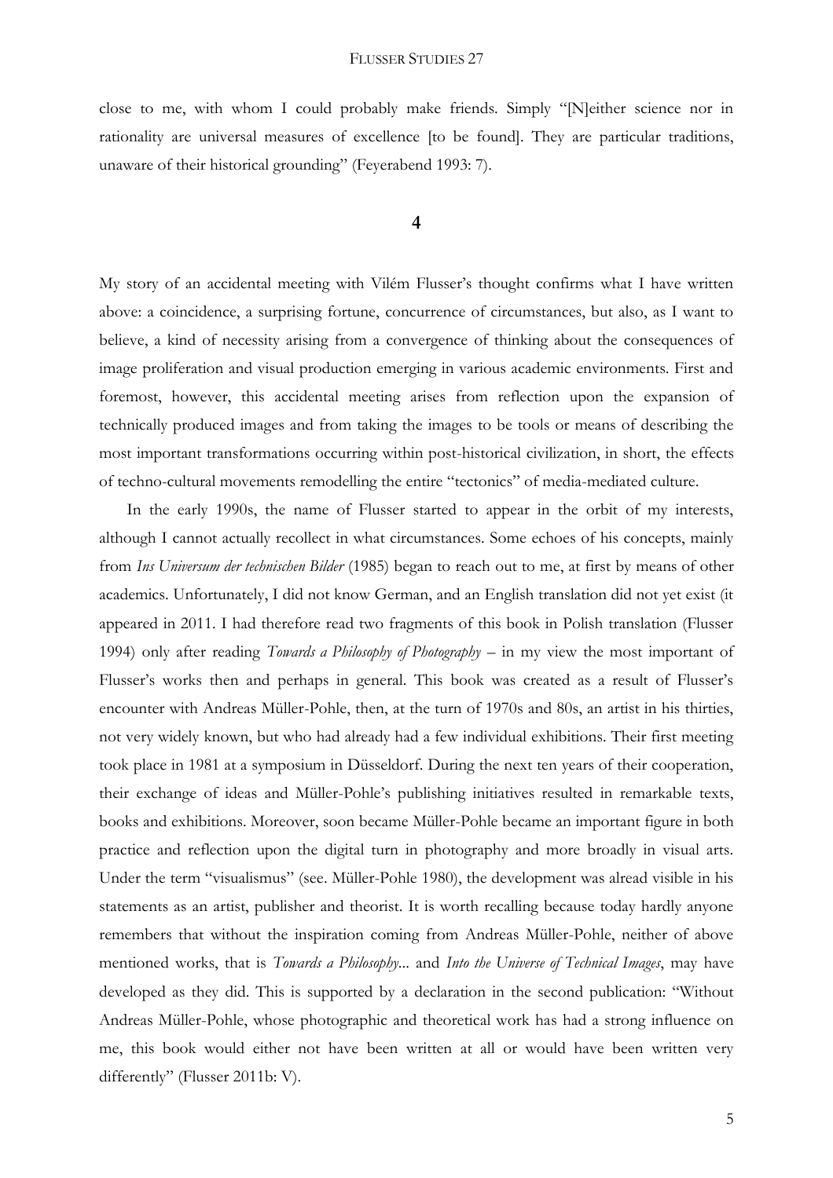close to me, with whom I could probably make friends. Simply "[N]either science nor in rationality are universal measures of excellence [to be found]. They are particular traditions, unaware of their historical grounding" (Feyerabend 1993: 7).

## 4

My story of an accidental meeting with Vilém Flusser's thought confirms what I have written above: a coincidence, a surprising fortune, concurrence of circumstances, but also, as I want to believe, a kind of necessity arising from a convergence of thinking about the consequences of image proliferation and visual production emerging in various academic environments. First and foremost, however, this accidental meeting arises from reflection upon the expansion of technically produced images and from taking the images to be tools or means of describing the most important transformations occurring within post-historical civilization, in short, the effects of techno-cultural movements remodelling the entire "tectonics" of media-mediated culture.

In the early 1990s, the name of Flusser started to appear in the orbit of my interests, although I cannot actually recollect in what circumstances. Some echoes of his concepts, mainly from *Ins Universum der technischen Bilder* (1985) began to reach out to me, at first by means of other academics. Unfortunately, I did not know German, and an English translation did not yet exist (it appeared in 2011. I had therefore read two fragments of this book in Polish translation (Flusser 1994) only after reading *Towards a Philosophy of Photography* – in my view the most important of Flusser's works then and perhaps in general. This book was created as a result of Flusser's encounter with Andreas Müller-Pohle, then, at the turn of 1970s and 80s, an artist in his thirties, not very widely known, but who had already had a few individual exhibitions. Their first meeting took place in 1981 at a symposium in Düsseldorf. During the next ten years of their cooperation, their exchange of ideas and Müller-Pohle's publishing initiatives resulted in remarkable texts, books and exhibitions. Moreover, soon became Müller-Pohle became an important figure in both practice and reflection upon the digital turn in photography and more broadly in visual arts. Under the term "visualismus" (see. Müller-Pohle 1980), the development was alread visible in his statements as an artist, publisher and theorist. It is worth recalling because today hardly anyone remembers that without the inspiration coming from Andreas Müller-Pohle, neither of above mentioned works, that is *Towards a Philosophy...* and *Into the Universe of Technical Images*, may have developed as they did. This is supported by a declaration in the second publication: "Without Andreas Müller-Pohle, whose photographic and theoretical work has had a strong influence on me, this book would either not have been written at all or would have been written very differently" (Flusser 2011b: V).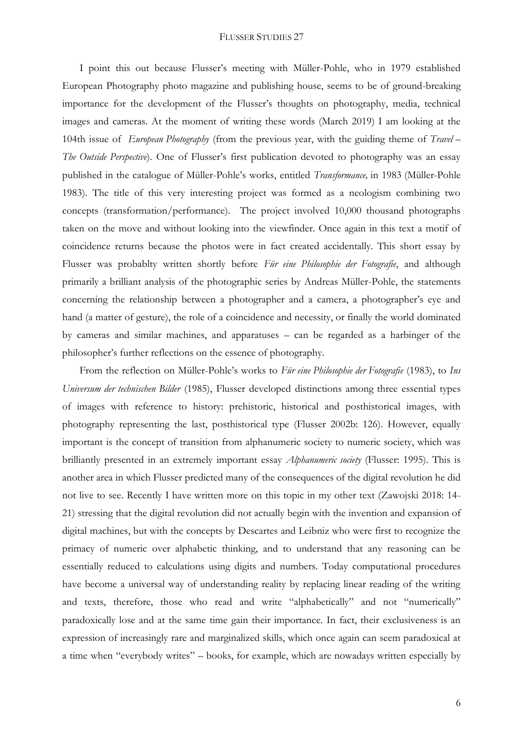I point this out because Flusser's meeting with Müller-Pohle, who in 1979 established European Photography photo magazine and publishing house, seems to be of ground-breaking importance for the development of the Flusser's thoughts on photography, media, technical images and cameras. At the moment of writing these words (March 2019) I am looking at the 104th issue of *European Photography* (from the previous year, with the guiding theme of *Travel – The Outside Perspective*). One of Flusser's first publication devoted to photography was an essay published in the catalogue of Müller-Pohle's works, entitled *Transformance,* in 1983 (Müller-Pohle 1983). The title of this very interesting project was formed as a neologism combining two concepts (transformation/performance). The project involved 10,000 thousand photographs taken on the move and without looking into the viewfinder. Once again in this text a motif of coincidence returns because the photos were in fact created accidentally. This short essay by Flusser was probablty written shortly before *Für eine Philosophie der Fotografie*, and although primarily a brilliant analysis of the photographic series by Andreas Müller-Pohle, the statements concerning the relationship between a photographer and a camera, a photographer's eye and hand (a matter of gesture), the role of a coincidence and necessity, or finally the world dominated by cameras and similar machines, and apparatuses – can be regarded as a harbinger of the philosopher's further reflections on the essence of photography.

From the reflection on Müller-Pohle's works to *Für eine Philosophie der Fotografie* (1983), to *Ins Universum der technischen Bilder* (1985), Flusser developed distinctions among three essential types of images with reference to history: prehistoric, historical and posthistorical images, with photography representing the last, posthistorical type (Flusser 2002b: 126). However, equally important is the concept of transition from alphanumeric society to numeric society, which was brilliantly presented in an extremely important essay *Alphanumeric society* (Flusser: 1995). This is another area in which Flusser predicted many of the consequences of the digital revolution he did not live to see. Recently I have written more on this topic in my other text (Zawojski 2018: 14-21) stressing that the digital revolution did not actually begin with the invention and expansion of digital machines, but with the concepts by Descartes and Leibniz who were first to recognize the primacy of numeric over alphabetic thinking, and to understand that any reasoning can be essentially reduced to calculations using digits and numbers. Today computational procedures have become a universal way of understanding reality by replacing linear reading of the writing and texts, therefore, those who read and write "alphabetically" and not "numerically" paradoxically lose and at the same time gain their importance. In fact, their exclusiveness is an expression of increasingly rare and marginalized skills, which once again can seem paradoxical at a time when "everybody writes" – books, for example, which are nowadays written especially by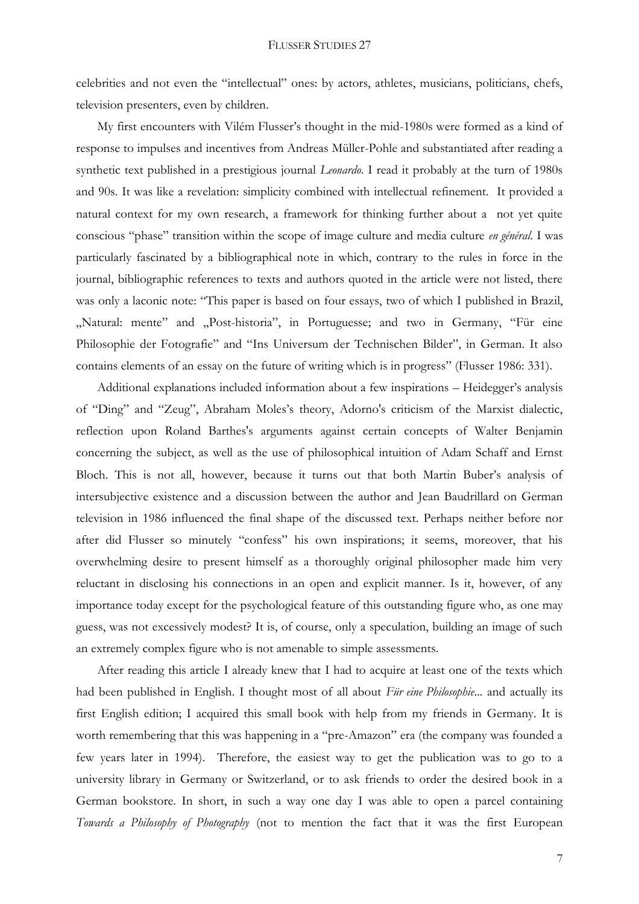celebrities and not even the "intellectual" ones: by actors, athletes, musicians, politicians, chefs, television presenters, even by children.

My first encounters with Vilém Flusser's thought in the mid-1980s were formed as a kind of response to impulses and incentives from Andreas Müller-Pohle and substantiated after reading a synthetic text published in a prestigious journal *Leonardo*. I read it probably at the turn of 1980s and 90s. It was like a revelation: simplicity combined with intellectual refinement. It provided a natural context for my own research, a framework for thinking further about a not yet quite conscious "phase" transition within the scope of image culture and media culture *en général*. I was particularly fascinated by a bibliographical note in which, contrary to the rules in force in the journal, bibliographic references to texts and authors quoted in the article were not listed, there was only a laconic note: "This paper is based on four essays, two of which I published in Brazil, „Natural: mente" and „Post-historia", in Portuguesse; and two in Germany, "Für eine Philosophie der Fotografie" and "Ins Universum der Technischen Bilder", in German. It also contains elements of an essay on the future of writing which is in progress" (Flusser 1986: 331).

Additional explanations included information about a few inspirations – Heidegger's analysis of "Ding" and "Zeug", Abraham Moles's theory, Adorno's criticism of the Marxist dialectic, reflection upon Roland Barthes's arguments against certain concepts of Walter Benjamin concerning the subject, as well as the use of philosophical intuition of Adam Schaff and Ernst Bloch. This is not all, however, because it turns out that both Martin Buber's analysis of intersubjective existence and a discussion between the author and Jean Baudrillard on German television in 1986 influenced the final shape of the discussed text. Perhaps neither before nor after did Flusser so minutely "confess" his own inspirations; it seems, moreover, that his overwhelming desire to present himself as a thoroughly original philosopher made him very reluctant in disclosing his connections in an open and explicit manner. Is it, however, of any importance today except for the psychological feature of this outstanding figure who, as one may guess, was not excessively modest? It is, of course, only a speculation, building an image of such an extremely complex figure who is not amenable to simple assessments.

After reading this article I already knew that I had to acquire at least one of the texts which had been published in English. I thought most of all about *Für eine Philosophie...* and actually its first English edition; I acquired this small book with help from my friends in Germany. It is worth remembering that this was happening in a "pre-Amazon" era (the company was founded a few years later in 1994). Therefore, the easiest way to get the publication was to go to a university library in Germany or Switzerland, or to ask friends to order the desired book in a German bookstore. In short, in such a way one day I was able to open a parcel containing *Towards a Philosophy of Photography* (not to mention the fact that it was the first European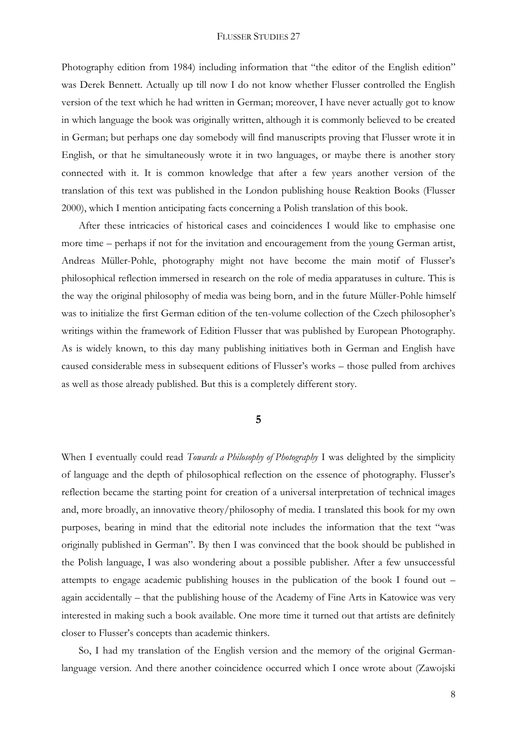Photography edition from 1984) including information that "the editor of the English edition" was Derek Bennett. Actually up till now I do not know whether Flusser controlled the English version of the text which he had written in German; moreover, I have never actually got to know in which language the book was originally written, although it is commonly believed to be created in German; but perhaps one day somebody will find manuscripts proving that Flusser wrote it in English, or that he simultaneously wrote it in two languages, or maybe there is another story connected with it. It is common knowledge that after a few years another version of the translation of this text was published in the London publishing house Reaktion Books (Flusser 2000), which I mention anticipating facts concerning a Polish translation of this book.

After these intricacies of historical cases and coincidences I would like to emphasise one more time – perhaps if not for the invitation and encouragement from the young German artist, Andreas Müller-Pohle, photography might not have become the main motif of Flusser's philosophical reflection immersed in research on the role of media apparatuses in culture. This is the way the original philosophy of media was being born, and in the future Müller-Pohle himself was to initialize the first German edition of the ten-volume collection of the Czech philosopher's writings within the framework of Edition Flusser that was published by European Photography. As is widely known, to this day many publishing initiatives both in German and English have caused considerable mess in subsequent editions of Flusser's works – those pulled from archives as well as those already published. But this is a completely different story.

## 5

When I eventually could read *Towards a Philosophy of Photography* I was delighted by the simplicity of language and the depth of philosophical reflection on the essence of photography. Flusser's reflection became the starting point for creation of a universal interpretation of technical images and, more broadly, an innovative theory/philosophy of media. I translated this book for my own purposes, bearing in mind that the editorial note includes the information that the text "was originally published in German". By then I was convinced that the book should be published in the Polish language, I was also wondering about a possible publisher. After a few unsuccessful attempts to engage academic publishing houses in the publication of the book I found out – again accidentally – that the publishing house of the Academy of Fine Arts in Katowice was very interested in making such a book available. One more time it turned out that artists are definitely closer to Flusser's concepts than academic thinkers.

So, I had my translation of the English version and the memory of the original German-language version. And there another coincidence occurred which I once wrote about (Zawojski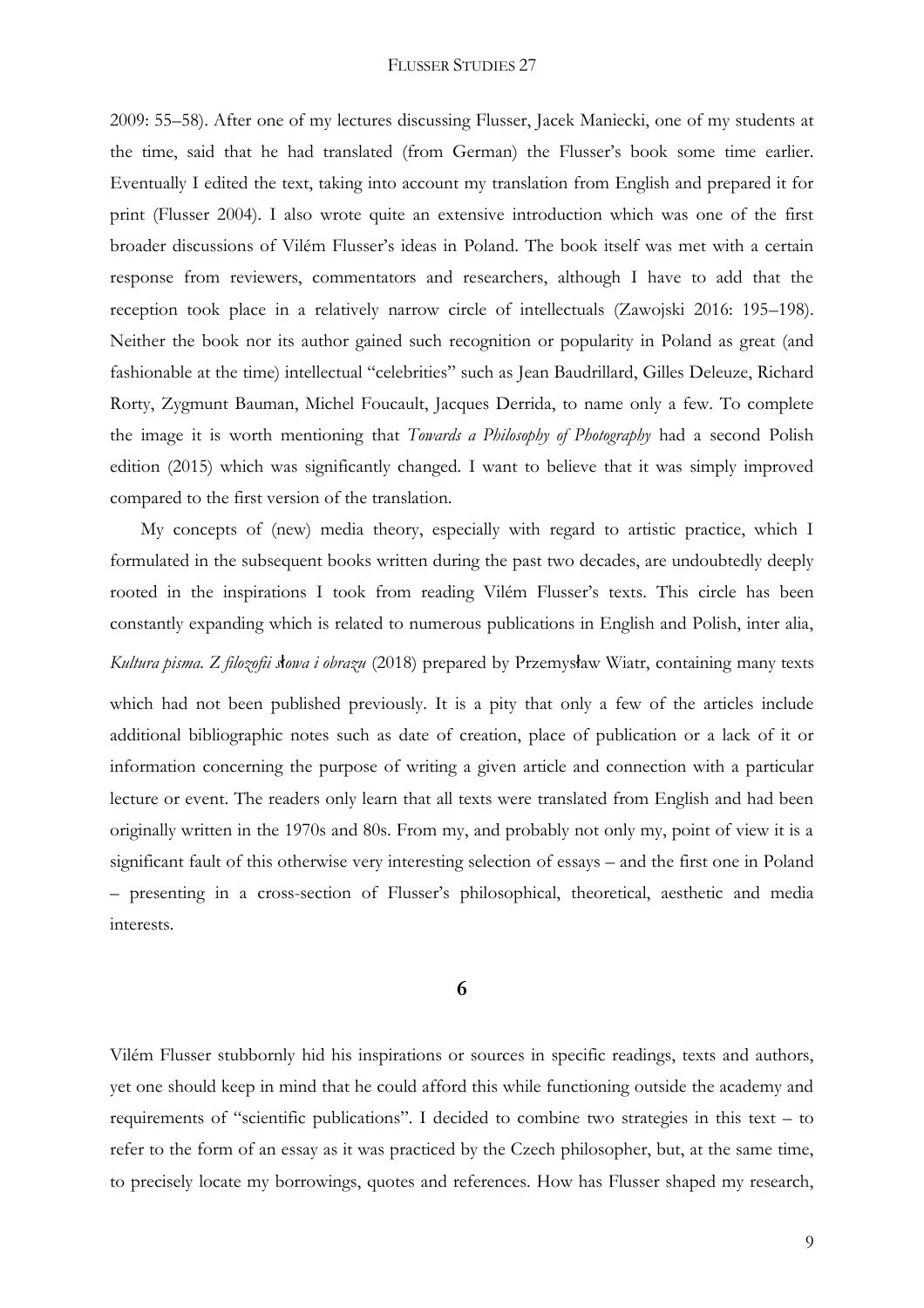2009: 55–58). After one of my lectures discussing Flusser, Jacek Maniecki, one of my students at the time, said that he had translated (from German) the Flusser's book some time earlier. Eventually I edited the text, taking into account my translation from English and prepared it for print (Flusser 2004). I also wrote quite an extensive introduction which was one of the first broader discussions of Vilém Flusser's ideas in Poland. The book itself was met with a certain response from reviewers, commentators and researchers, although I have to add that the reception took place in a relatively narrow circle of intellectuals (Zawojski 2016: 195–198). Neither the book nor its author gained such recognition or popularity in Poland as great (and fashionable at the time) intellectual "celebrities" such as Jean Baudrillard, Gilles Deleuze, Richard Rorty, Zygmunt Bauman, Michel Foucault, Jacques Derrida, to name only a few. To complete the image it is worth mentioning that *Towards a Philosophy of Photography* had a second Polish edition (2015) which was significantly changed. I want to believe that it was simply improved compared to the first version of the translation.

My concepts of (new) media theory, especially with regard to artistic practice, which I formulated in the subsequent books written during the past two decades, are undoubtedly deeply rooted in the inspirations I took from reading Vilém Flusser's texts. This circle has been constantly expanding which is related to numerous publications in English and Polish, inter alia, *Kultura pisma. Z filozofii słowa i obrazu* (2018) prepared by Przemysław Wiatr, containing many texts which had not been published previously. It is a pity that only a few of the articles include additional bibliographic notes such as date of creation, place of publication or a lack of it or information concerning the purpose of writing a given article and connection with a particular lecture or event. The readers only learn that all texts were translated from English and had been originally written in the 1970s and 80s. From my, and probably not only my, point of view it is a significant fault of this otherwise very interesting selection of essays – and the first one in Poland – presenting in a cross-section of Flusser's philosophical, theoretical, aesthetic and media interests.

## 6

Vilém Flusser stubbornly hid his inspirations or sources in specific readings, texts and authors, yet one should keep in mind that he could afford this while functioning outside the academy and requirements of "scientific publications". I decided to combine two strategies in this text – to refer to the form of an essay as it was practiced by the Czech philosopher, but, at the same time, to precisely locate my borrowings, quotes and references. How has Flusser shaped my research,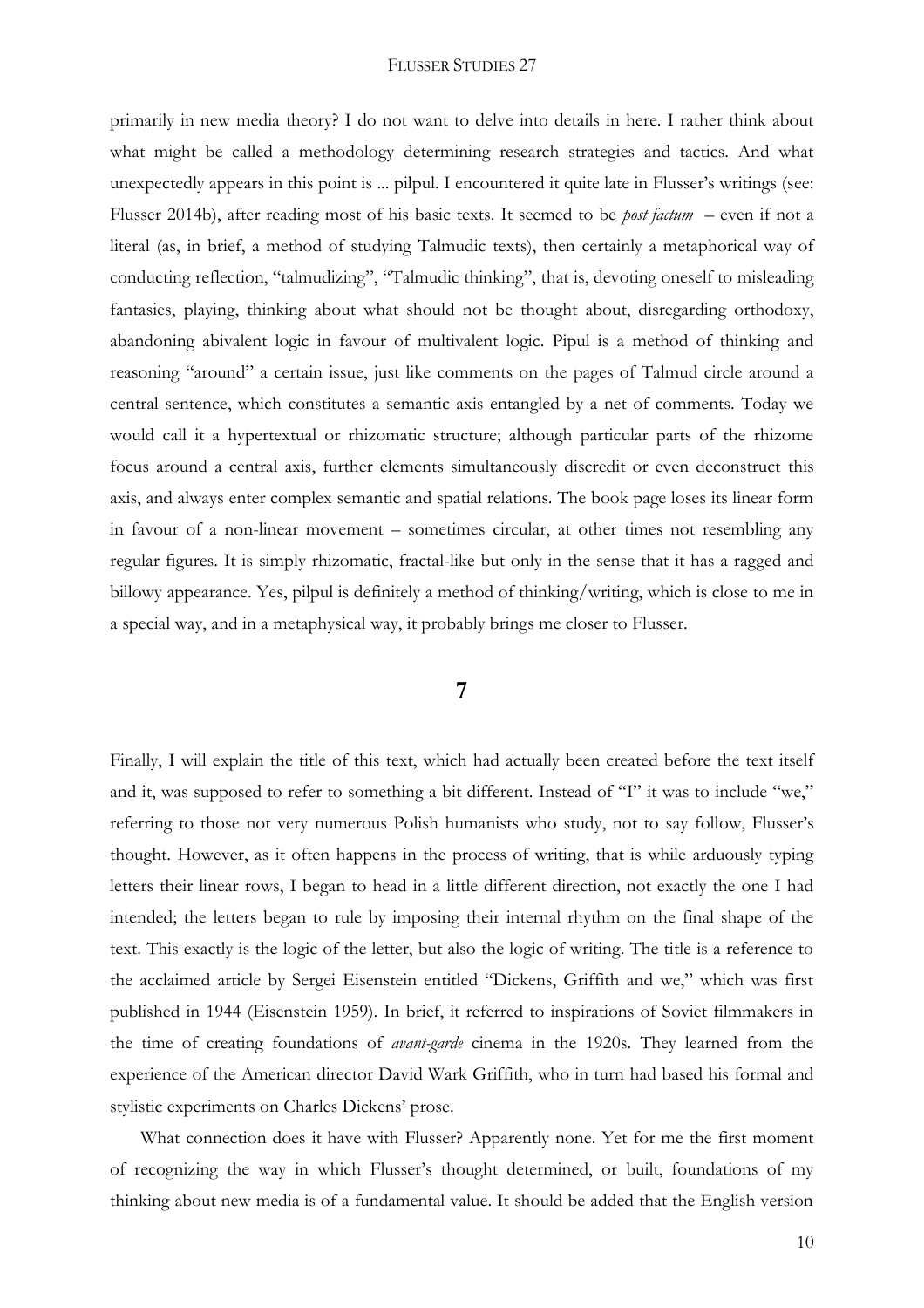primarily in new media theory? I do not want to delve into details in here. I rather think about what might be called a methodology determining research strategies and tactics. And what unexpectedly appears in this point is ... pilpul. I encountered it quite late in Flusser's writings (see: Flusser 2014b), after reading most of his basic texts. It seemed to be *post factum* – even if not a literal (as, in brief, a method of studying Talmudic texts), then certainly a metaphorical way of conducting reflection, "talmudizing", "Talmudic thinking", that is, devoting oneself to misleading fantasies, playing, thinking about what should not be thought about, disregarding orthodoxy, abandoning abivalent logic in favour of multivalent logic. Pipul is a method of thinking and reasoning "around" a certain issue, just like comments on the pages of Talmud circle around a central sentence, which constitutes a semantic axis entangled by a net of comments. Today we would call it a hypertextual or rhizomatic structure; although particular parts of the rhizome focus around a central axis, further elements simultaneously discredit or even deconstruct this axis, and always enter complex semantic and spatial relations. The book page loses its linear form in favour of a non-linear movement – sometimes circular, at other times not resembling any regular figures. It is simply rhizomatic, fractal-like but only in the sense that it has a ragged and billowy appearance. Yes, pilpul is definitely a method of thinking/writing, which is close to me in a special way, and in a metaphysical way, it probably brings me closer to Flusser.

## 7

Finally, I will explain the title of this text, which had actually been created before the text itself and it, was supposed to refer to something a bit different. Instead of "I" it was to include "we," referring to those not very numerous Polish humanists who study, not to say follow, Flusser's thought. However, as it often happens in the process of writing, that is while arduously typing letters their linear rows, I began to head in a little different direction, not exactly the one I had intended; the letters began to rule by imposing their internal rhythm on the final shape of the text. This exactly is the logic of the letter, but also the logic of writing. The title is a reference to the acclaimed article by Sergei Eisenstein entitled "Dickens, Griffith and we," which was first published in 1944 (Eisenstein 1959). In brief, it referred to inspirations of Soviet filmmakers in the time of creating foundations of *avant-garde* cinema in the 1920s. They learned from the experience of the American director David Wark Griffith, who in turn had based his formal and stylistic experiments on Charles Dickens' prose.

What connection does it have with Flusser? Apparently none. Yet for me the first moment of recognizing the way in which Flusser's thought determined, or built, foundations of my thinking about new media is of a fundamental value. It should be added that the English version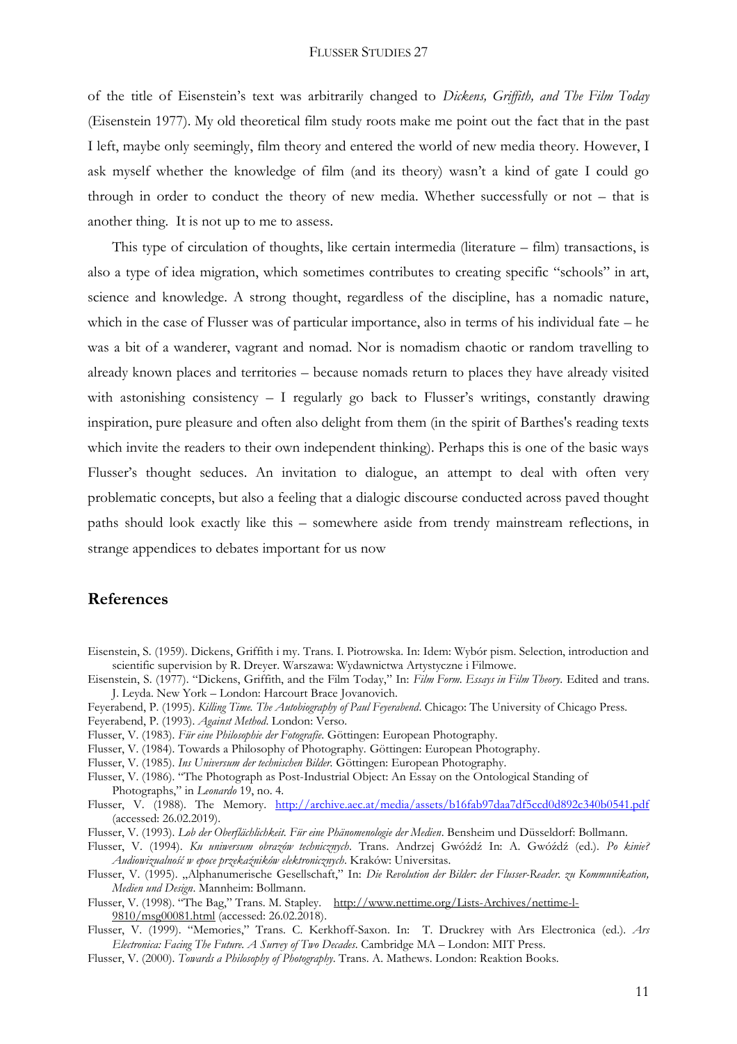of the title of Eisenstein's text was arbitrarily changed to *Dickens, Griffith, and The Film Today* (Eisenstein 1977). My old theoretical film study roots make me point out the fact that in the past I left, maybe only seemingly, film theory and entered the world of new media theory. However, I ask myself whether the knowledge of film (and its theory) wasn't a kind of gate I could go through in order to conduct the theory of new media. Whether successfully or not – that is another thing. It is not up to me to assess.

This type of circulation of thoughts, like certain intermedia (literature – film) transactions, is also a type of idea migration, which sometimes contributes to creating specific "schools" in art, science and knowledge. A strong thought, regardless of the discipline, has a nomadic nature, which in the case of Flusser was of particular importance, also in terms of his individual fate – he was a bit of a wanderer, vagrant and nomad. Nor is nomadism chaotic or random travelling to already known places and territories – because nomads return to places they have already visited with astonishing consistency – I regularly go back to Flusser's writings, constantly drawing inspiration, pure pleasure and often also delight from them (in the spirit of Barthes's reading texts which invite the readers to their own independent thinking). Perhaps this is one of the basic ways Flusser's thought seduces. An invitation to dialogue, an attempt to deal with often very problematic concepts, but also a feeling that a dialogic discourse conducted across paved thought paths should look exactly like this – somewhere aside from trendy mainstream reflections, in strange appendices to debates important for us now

## References

Eisenstein, S. (1959). Dickens, Griffith i my. Trans. I. Piotrowska. In: Idem: Wybór pism. Selection, introduction and scientific supervision by R. Dreyer. Warszawa: Wydawnictwa Artystyczne i Filmowe.

Eisenstein, S. (1977). "Dickens, Griffith, and the Film Today," In: *Film Form. Essays in Film Theory.* Edited and trans. J. Leyda. New York – London: Harcourt Brace Jovanovich.

Feyerabend, P. (1995). *Killing Time. The Autobiography of Paul Feyerabend*. Chicago: The University of Chicago Press.

Feyerabend, P. (1993). *Against Method*. London: Verso.

Flusser, V. (1983). *Für eine Philosophie der Fotografie*. Göttingen: European Photography.

Flusser, V. (1984). Towards a Philosophy of Photography. Göttingen: European Photography.

Flusser, V. (1985). *Ins Universum der technischen Bilder.* Göttingen: European Photography.

Flusser, V. (1986). "The Photograph as Post-Industrial Object: An Essay on the Ontological Standing of Photographs," in *Leonardo* 19, no. 4.

Flusser, V. (1988). The Memory. http://archive.aec.at/media/assets/b16fab97daa7df5ccd0d892c340b0541.pdf (accessed: 26.02.2019).

Flusser, V. (1993). *Lob der Oberflächlichkeit. Für eine Phänomenologie der Medien*. Bensheim und Düsseldorf: Bollmann.

Flusser, V. (1994). *Ku uniwersum obrazów technicznych*. Trans. Andrzej Gwóźdź In: A. Gwóźdź (ed.). *Po kinie? Audiowizualność w epoce przekaźników elektronicznych*. Kraków: Universitas.

Flusser, V. (1995). „Alphanumerische Gesellschaft," In: *Die Revolution der Bilder: der Flusser-Reader. zu Kommunikation, Medien und Design*. Mannheim: Bollmann.

Flusser, V. (1998). "The Bag," Trans. M. Stapley. http://www.nettime.org/Lists-Archives/nettime-l-9810/msg00081.html (accessed: 26.02.2018).

Flusser, V. (1999). "Memories," Trans. C. Kerkhoff-Saxon. In: T. Druckrey with Ars Electronica (ed.). *Ars Electronica: Facing The Future. A Survey of Two Decades*. Cambridge MA – London: MIT Press.

Flusser, V. (2000). *Towards a Philosophy of Photography*. Trans. A. Mathews. London: Reaktion Books.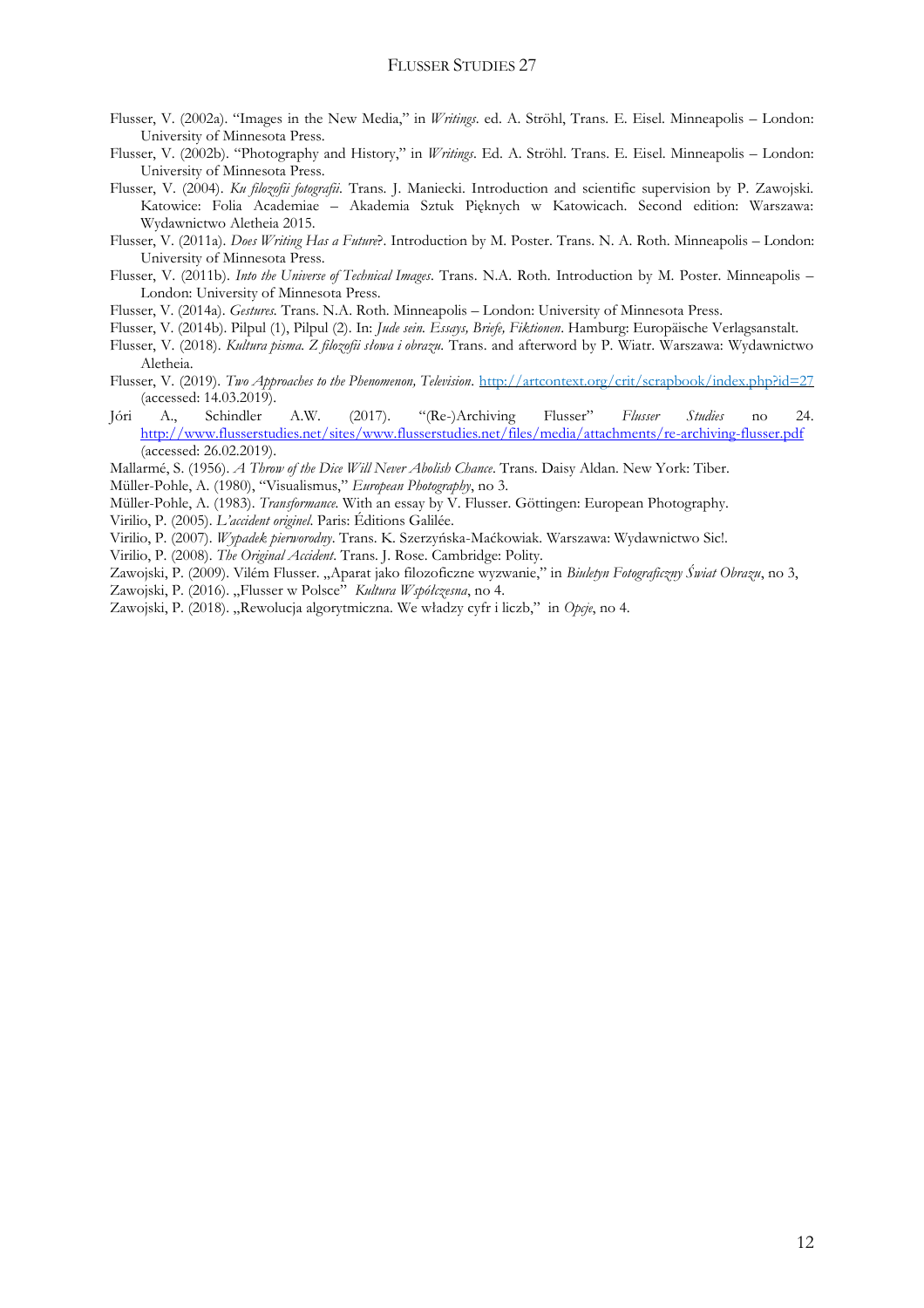Flusser, V. (2002a). "Images in the New Media," in *Writings*. ed. A. Ströhl, Trans. E. Eisel. Minneapolis – London: University of Minnesota Press.

Flusser, V. (2002b). "Photography and History," in *Writings*. Ed. A. Ströhl. Trans. E. Eisel. Minneapolis – London: University of Minnesota Press.

Flusser, V. (2004). *Ku filozofii fotografii*. Trans. J. Maniecki. Introduction and scientific supervision by P. Zawojski. Katowice: Folia Academiae – Akademia Sztuk Pięknych w Katowicach. Second edition: Warszawa: Wydawnictwo Aletheia 2015.

Flusser, V. (2011a). *Does Writing Has a Future*?. Introduction by M. Poster. Trans. N. A. Roth. Minneapolis – London: University of Minnesota Press.

Flusser, V. (2011b). *Into the Universe of Technical Images*. Trans. N.A. Roth. Introduction by M. Poster. Minneapolis – London: University of Minnesota Press.

Flusser, V. (2014a). *Gestures*. Trans. N.A. Roth. Minneapolis – London: University of Minnesota Press.

Flusser, V. (2014b). Pilpul (1), Pilpul (2). In: *Jude sein. Essays, Briefe, Fiktionen*. Hamburg: Europäische Verlagsanstalt.

Flusser, V. (2018). *Kultura pisma. Z filozofii słowa i obrazu*. Trans. and afterword by P. Wiatr. Warszawa: Wydawnictwo Aletheia.

Flusser, V. (2019). *Two Approaches to the Phenomenon, Television*. http://artcontext.org/crit/scrapbook/index.php?id=27 (accessed: 14.03.2019).

Jóri A., Schindler A.W. (2017). "(Re-)Archiving Flusser" *Flusser Studies* no 24. http://www.flusserstudies.net/sites/www.flusserstudies.net/files/media/attachments/re-archiving-flusser.pdf (accessed: 26.02.2019).

Mallarmé, S. (1956). *A Throw of the Dice Will Never Abolish Chance*. Trans. Daisy Aldan. New York: Tiber.

Müller-Pohle, A. (1980), "Visualismus," *European Photography*, no 3.

Müller-Pohle, A. (1983). *Transformance*. With an essay by V. Flusser. Göttingen: European Photography.

Virilio, P. (2005). *L'accident originel*. Paris: Éditions Galilée.

Virilio, P. (2007). *Wypadek pierworodny*. Trans. K. Szerzyńska-Maćkowiak. Warszawa: Wydawnictwo Sic!.

Virilio, P. (2008). *The Original Accident*. Trans. J. Rose. Cambridge: Polity.

Zawojski, P. (2009). Vilém Flusser. „Aparat jako filozoficzne wyzwanie," in *Biuletyn Fotograficzny Świat Obrazu*, no 3,

Zawojski, P. (2016). „Flusser w Polsce" *Kultura Współczesna*, no 4.

Zawojski, P. (2018). „Rewolucja algorytmiczna. We władzy cyfr i liczb," in *Opcje*, no 4.